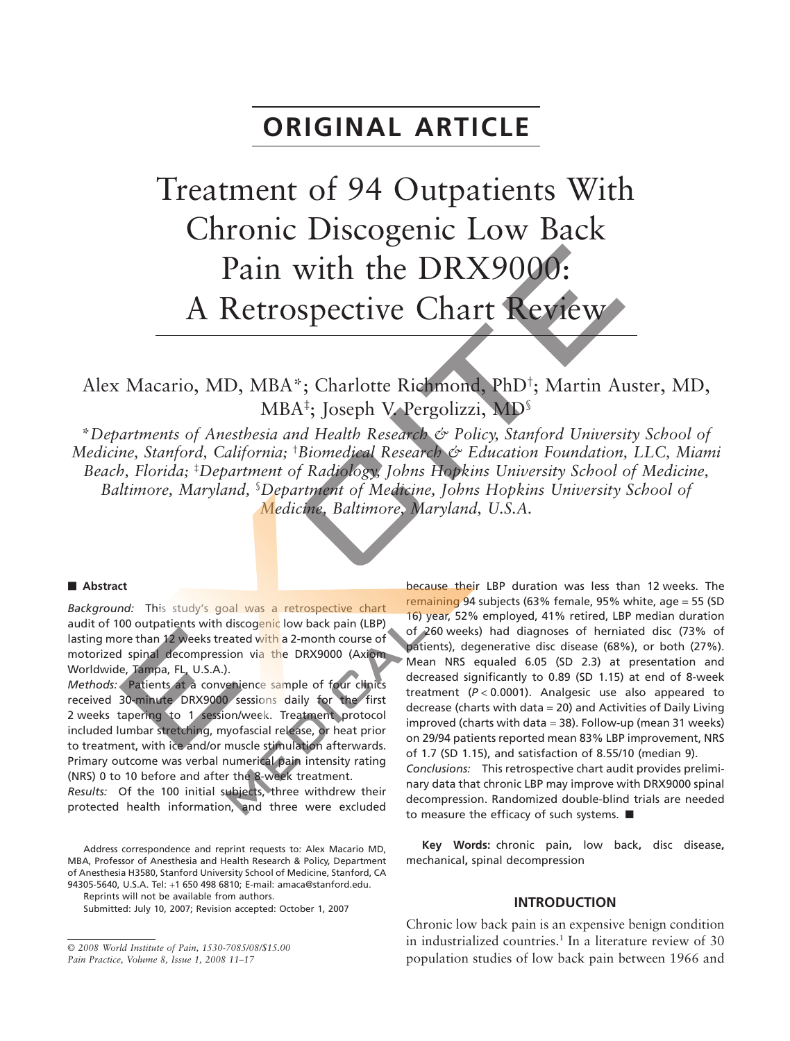# ORIGINAL ARTICLE

# Treatment of 94 Outpatients With Chronic Discogenic Low Back Pain with the DRX9000: A Retrospective Chart Review

Alex Macario, MD, MBA*; Charlotte Richmond, PhD†; Martin Auster, MD, MBA‡; Joseph V. Pergolizzi, MD§

*\*Departments of Anesthesia and Health Research & Policy, Stanford University School of Medicine, Stanford, California; †Biomedical Research & Education Foundation, LLC, Miami Beach, Florida; ‡Department of Radiology, Johns Hopkins University School of Medicine, Baltimore, Maryland, §Department of Medicine, Johns Hopkins University School of Medicine, Baltimore, Maryland, U.S.A.*

## Abstract

*Background:* This study's goal was a retrospective chart audit of 100 outpatients with discogenic low back pain (LBP) lasting more than 12 weeks treated with a 2-month course of motorized spinal decompression via the DRX9000 (Axiom Worldwide, Tampa, FL, U.S.A.).

*Methods:* Patients at a convenience sample of four clinics received 30-minute DRX9000 sessions daily for the first 2 weeks tapering to 1 session/week. Treatment protocol included lumbar stretching, myofascial release, or heat prior to treatment, with ice and/or muscle stimulation afterwards. Primary outcome was verbal numerical pain intensity rating (NRS) 0 to 10 before and after the 8-week treatment.

*Results:* Of the 100 initial subjects, three withdrew their protected health information, and three were excluded because their LBP duration was less than 12 weeks. The remaining 94 subjects (63% female, 95% white, age = 55 (SD 16) year, 52% employed, 41% retired, LBP median duration of 260 weeks) had diagnoses of herniated disc (73% of patients), degenerative disc disease (68%), or both (27%). Mean NRS equaled 6.05 (SD 2.3) at presentation and decreased significantly to 0.89 (SD 1.15) at end of 8-week treatment ($P < 0.0001$). Analgesic use also appeared to decrease (charts with data = 20) and Activities of Daily Living improved (charts with data = 38). Follow-up (mean 31 weeks) on 29/94 patients reported mean 83% LBP improvement, NRS of 1.7 (SD 1.15), and satisfaction of 8.55/10 (median 9).

*Conclusions:* This retrospective chart audit provides preliminary data that chronic LBP may improve with DRX9000 spinal decompression. Randomized double-blind trials are needed to measure the efficacy of such systems. ■

**Key Words:** chronic pain, low back, disc disease, mechanical, spinal decompression

Address correspondence and reprint requests to: Alex Macario MD, MBA, Professor of Anesthesia and Health Research & Policy, Department of Anesthesia H3580, Stanford University School of Medicine, Stanford, CA 94305-5640, U.S.A. Tel: +1 650 498 6810; E-mail: amaca@stanford.edu.

Reprints will not be available from authors.

Submitted: July 10, 2007; Revision accepted: October 1, 2007

© 2008 World Institute of Pain, 1530-7085/08/$15.00

## INTRODUCTION

Chronic low back pain is an expensive benign condition in industrialized countries.[1] In a literature review of 30 population studies of low back pain between 1966 and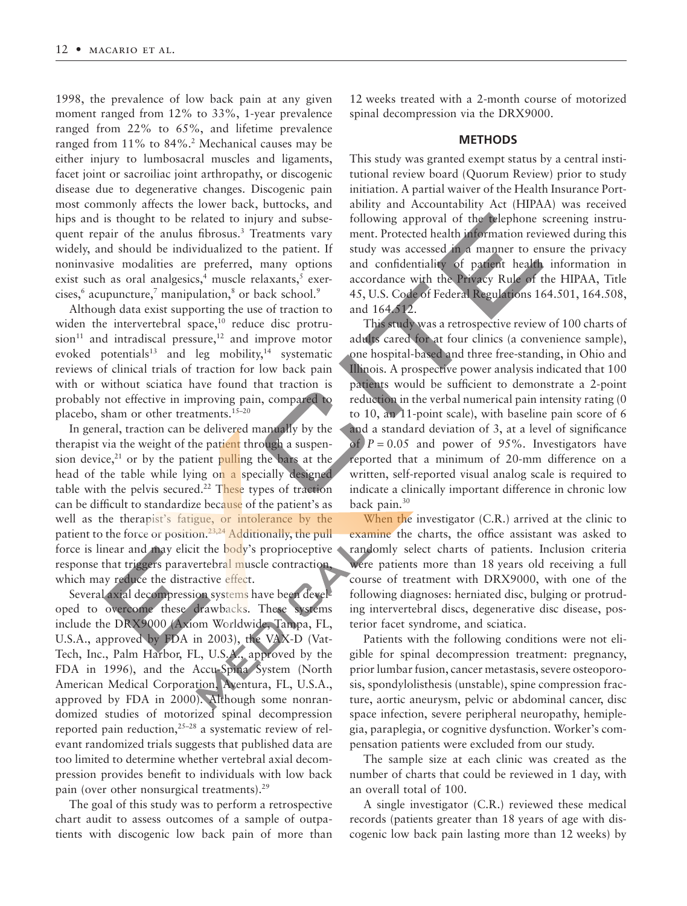1998, the prevalence of low back pain at any given moment ranged from 12% to 33%, 1-year prevalence ranged from 22% to 65%, and lifetime prevalence ranged from 11% to 84%.[2] Mechanical causes may be either injury to lumbosacral muscles and ligaments, facet joint or sacroiliac joint arthropathy, or discogenic disease due to degenerative changes. Discogenic pain most commonly affects the lower back, buttocks, and hips and is thought to be related to injury and subsequent repair of the anulus fibrosus.[3] Treatments vary widely, and should be individualized to the patient. If noninvasive modalities are preferred, many options exist such as oral analgesics,[4] muscle relaxants,[5] exercises,[6] acupuncture,[7] manipulation,[8] or back school.[9]

Although data exist supporting the use of traction to widen the intervertebral space,[10] reduce disc protrusion[11] and intradiscal pressure,[12] and improve motor evoked potentials[13] and leg mobility,[14] systematic reviews of clinical trials of traction for low back pain with or without sciatica have found that traction is probably not effective in improving pain, compared to placebo, sham or other treatments.[15–20]

In general, traction can be delivered manually by the therapist via the weight of the patient through a suspension device,[21] or by the patient pulling the bars at the head of the table while lying on a specially designed table with the pelvis secured.[22] These types of traction can be difficult to standardize because of the patient's as well as the therapist's fatigue, or intolerance by the patient to the force or position.[23,24] Additionally, the pull force is linear and may elicit the body's proprioceptive response that triggers paravertebral muscle contraction, which may reduce the distractive effect.

Several axial decompression systems have been developed to overcome these drawbacks. These systems include the DRX9000 (Axiom Worldwide, Tampa, FL, U.S.A., approved by FDA in 2003), the VAX-D (Vat-Tech, Inc., Palm Harbor, FL, U.S.A., approved by the FDA in 1996), and the Accu-Spina System (North American Medical Corporation, Aventura, FL, U.S.A., approved by FDA in 2000). Although some nonrandomized studies of motorized spinal decompression reported pain reduction,[25–28] a systematic review of relevant randomized trials suggests that published data are too limited to determine whether vertebral axial decompression provides benefit to individuals with low back pain (over other nonsurgical treatments).[29]

The goal of this study was to perform a retrospective chart audit to assess outcomes of a sample of outpatients with discogenic low back pain of more than 12 weeks treated with a 2-month course of motorized spinal decompression via the DRX9000.

## METHODS

This study was granted exempt status by a central institutional review board (Quorum Review) prior to study initiation. A partial waiver of the Health Insurance Portability and Accountability Act (HIPAA) was received following approval of the telephone screening instrument. Protected health information reviewed during this study was accessed in a manner to ensure the privacy and confidentiality of patient health information in accordance with the Privacy Rule of the HIPAA, Title 45, U.S. Code of Federal Regulations 164.501, 164.508, and 164.512.

This study was a retrospective review of 100 charts of adults cared for at four clinics (a convenience sample), one hospital-based and three free-standing, in Ohio and Illinois. A prospective power analysis indicated that 100 patients would be sufficient to demonstrate a 2-point reduction in the verbal numerical pain intensity rating (0 to 10, an 11-point scale), with baseline pain score of 6 and a standard deviation of 3, at a level of significance of $P = 0.05$ and power of 95%. Investigators have reported that a minimum of 20-mm difference on a written, self-reported visual analog scale is required to indicate a clinically important difference in chronic low back pain.[30]

When the investigator (C.R.) arrived at the clinic to examine the charts, the office assistant was asked to randomly select charts of patients. Inclusion criteria were patients more than 18 years old receiving a full course of treatment with DRX9000, with one of the following diagnoses: herniated disc, bulging or protruding intervertebral discs, degenerative disc disease, posterior facet syndrome, and sciatica.

Patients with the following conditions were not eligible for spinal decompression treatment: pregnancy, prior lumbar fusion, cancer metastasis, severe osteoporosis, spondylolisthesis (unstable), spine compression fracture, aortic aneurysm, pelvic or abdominal cancer, disc space infection, severe peripheral neuropathy, hemiplegia, paraplegia, or cognitive dysfunction. Worker's compensation patients were excluded from our study.

The sample size at each clinic was created as the number of charts that could be reviewed in 1 day, with an overall total of 100.

A single investigator (C.R.) reviewed these medical records (patients greater than 18 years of age with discogenic low back pain lasting more than 12 weeks) by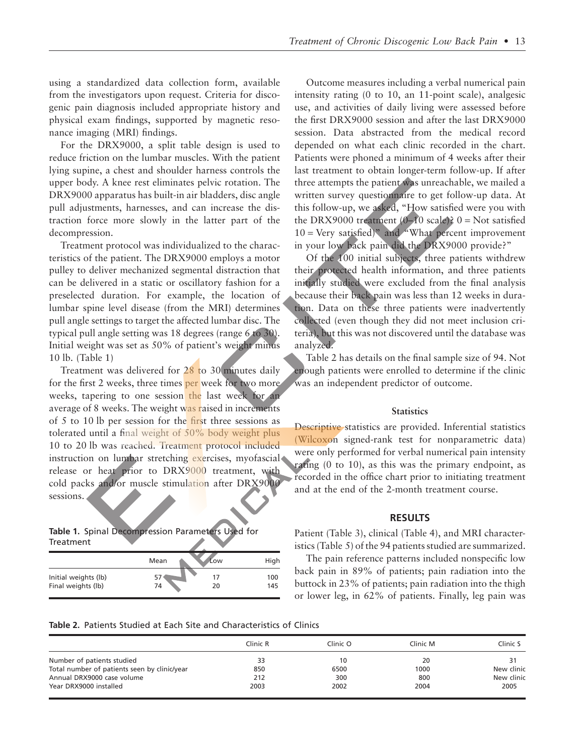using a standardized data collection form, available from the investigators upon request. Criteria for discogenic pain diagnosis included appropriate history and physical exam findings, supported by magnetic resonance imaging (MRI) findings.

For the DRX9000, a split table design is used to reduce friction on the lumbar muscles. With the patient lying supine, a chest and shoulder harness controls the upper body. A knee rest eliminates pelvic rotation. The DRX9000 apparatus has built-in air bladders, disc angle pull adjustments, harnesses, and can increase the distraction force more slowly in the latter part of the decompression.

Treatment protocol was individualized to the characteristics of the patient. The DRX9000 employs a motor pulley to deliver mechanized segmental distraction that can be delivered in a static or oscillatory fashion for a preselected duration. For example, the location of lumbar spine level disease (from the MRI) determines pull angle settings to target the affected lumbar disc. The typical pull angle setting was 18 degrees (range 6 to 30). Initial weight was set as 50% of patient's weight minus 10 lb. (Table 1)

Treatment was delivered for 28 to 30 minutes daily for the first 2 weeks, three times per week for two more weeks, tapering to one session the last week for an average of 8 weeks. The weight was raised in increments of 5 to 10 lb per session for the first three sessions as tolerated until a final weight of 50% body weight plus 10 to 20 lb was reached. Treatment protocol included instruction on lumbar stretching exercises, myofascial release or heat prior to DRX9000 treatment, with cold packs and/or muscle stimulation after DRX9000 sessions.

**Table 1.** Spinal Decompression Parameters Used for Treatment

| | Mean | Low | High |
|---|---|---|---|
| Initial weights (lb) | 57 | 17 | 100 |
| Final weights (lb) | 74 | 20 | 145 |

Outcome measures including a verbal numerical pain intensity rating (0 to 10, an 11-point scale), analgesic use, and activities of daily living were assessed before the first DRX9000 session and after the last DRX9000 session. Data abstracted from the medical record depended on what each clinic recorded in the chart. Patients were phoned a minimum of 4 weeks after their last treatment to obtain longer-term follow-up. If after three attempts the patient was unreachable, we mailed a written survey questionnaire to get follow-up data. At this follow-up, we asked, "How satisfied were you with the DRX9000 treatment (0–10 scale)? 0 = Not satisfied 10 = Very satisfied)" and "What percent improvement in your low back pain did the DRX9000 provide?"

Of the 100 initial subjects, three patients withdrew their protected health information, and three patients initially studied were excluded from the final analysis because their back pain was less than 12 weeks in duration. Data on these three patients were inadvertently collected (even though they did not meet inclusion criteria), but this was not discovered until the database was analyzed.

Table 2 has details on the final sample size of 94. Not enough patients were enrolled to determine if the clinic was an independent predictor of outcome.

### Statistics

Descriptive statistics are provided. Inferential statistics (Wilcoxon signed-rank test for nonparametric data) were only performed for verbal numerical pain intensity rating (0 to 10), as this was the primary endpoint, as recorded in the office chart prior to initiating treatment and at the end of the 2-month treatment course.

## RESULTS

Patient (Table 3), clinical (Table 4), and MRI characteristics (Table 5) of the 94 patients studied are summarized.

The pain reference patterns included nonspecific low back pain in 89% of patients; pain radiation into the buttock in 23% of patients; pain radiation into the thigh or lower leg, in 62% of patients. Finally, leg pain was

**Table 2.** Patients Studied at Each Site and Characteristics of Clinics

| | Clinic R | Clinic O | Clinic M | Clinic S |
|---|---|---|---|---|
| Number of patients studied | 33 | 10 | 20 | 31 |
| Total number of patients seen by clinic/year | 850 | 6500 | 1000 | New clinic |
| Annual DRX9000 case volume | 212 | 300 | 800 | New clinic |
| Year DRX9000 installed | 2003 | 2002 | 2004 | 2005 |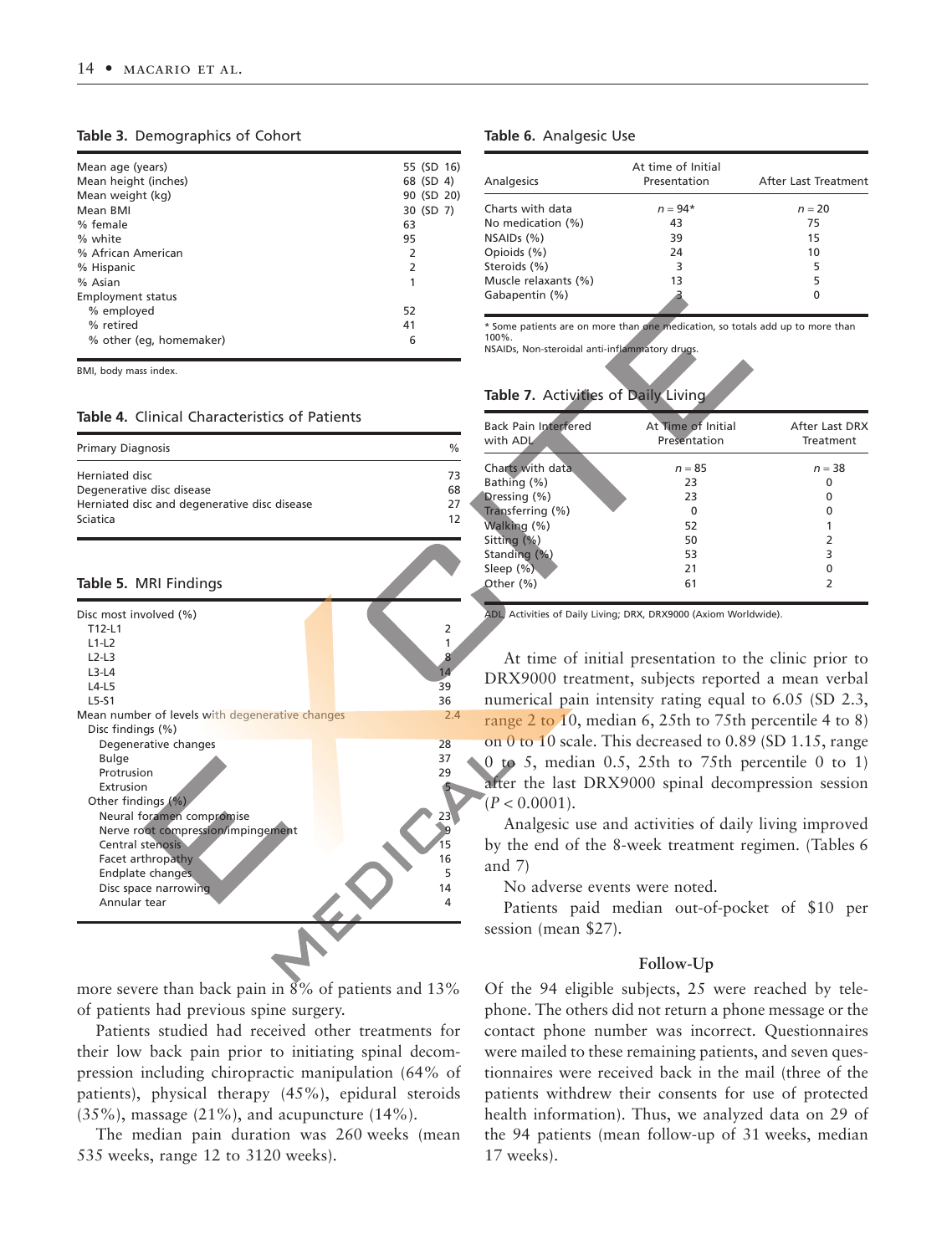**Table 3.** Demographics of Cohort

| | |
|---|---|
| Mean age (years) | 55 (SD 16) |
| Mean height (inches) | 68 (SD 4) |
| Mean weight (kg) | 90 (SD 20) |
| Mean BMI | 30 (SD 7) |
| % female | 63 |
| % white | 95 |
| % African American | 2 |
| % Hispanic | 2 |
| % Asian | 1 |
| Employment status | |
| % employed | 52 |
| % retired | 41 |
| % other (eg, homemaker) | 6 |

BMI, body mass index.

**Table 4.** Clinical Characteristics of Patients

| Primary Diagnosis | % |
|---|---|
| Herniated disc | 73 |
| Degenerative disc disease | 68 |
| Herniated disc and degenerative disc disease | 27 |
| Sciatica | 12 |

**Table 5.** MRI Findings

| | |
|---|---|
| Disc most involved (%) | |
| T12-L1 | 2 |
| L1-L2 | 1 |
| L2-L3 | 8 |
| L3-L4 | 14 |
| L4-L5 | 39 |
| L5-S1 | 36 |
| Mean number of levels with degenerative changes | 2.4 |
| Disc findings (%) | |
| Degenerative changes | 28 |
| Bulge | 37 |
| Protrusion | 29 |
| Extrusion | 5 |
| Other findings (%) | |
| Neural foramen compromise | 23 |
| Nerve root compression/impingement | 9 |
| Central stenosis | 15 |
| Facet arthropathy | 16 |
| Endplate changes | 5 |
| Disc space narrowing | 14 |
| Annular tear | 4 |

more severe than back pain in 8% of patients and 13% of patients had previous spine surgery.

Patients studied had received other treatments for their low back pain prior to initiating spinal decompression including chiropractic manipulation (64% of patients), physical therapy (45%), epidural steroids (35%), massage (21%), and acupuncture (14%).

The median pain duration was 260 weeks (mean 535 weeks, range 12 to 3120 weeks).

**Table 6.** Analgesic Use

| Analgesics | At time of Initial Presentation | After Last Treatment |
|---|---|---|
| Charts with data | $n = 94$* | $n = 20$ |
| No medication (%) | 43 | 75 |
| NSAIDs (%) | 39 | 15 |
| Opioids (%) | 24 | 10 |
| Steroids (%) | 3 | 5 |
| Muscle relaxants (%) | 13 | 5 |
| Gabapentin (%) | 3 | 0 |

\* Some patients are on more than one medication, so totals add up to more than 100%.
NSAIDs, Non-steroidal anti-inflammatory drugs.

**Table 7.** Activities of Daily Living

| Back Pain Interfered with ADL | At Time of Initial Presentation | After Last DRX Treatment |
|---|---|---|
| Charts with data | $n = 85$ | $n = 38$ |
| Bathing (%) | 23 | 0 |
| Dressing (%) | 23 | 0 |
| Transferring (%) | 0 | 0 |
| Walking (%) | 52 | 1 |
| Sitting (%) | 50 | 2 |
| Standing (%) | 53 | 3 |
| Sleep (%) | 21 | 0 |
| Other (%) | 61 | 2 |

ADL, Activities of Daily Living; DRX, DRX9000 (Axiom Worldwide).

At time of initial presentation to the clinic prior to DRX9000 treatment, subjects reported a mean verbal numerical pain intensity rating equal to 6.05 (SD 2.3, range 2 to 10, median 6, 25th to 75th percentile 4 to 8) on 0 to 10 scale. This decreased to 0.89 (SD 1.15, range 0 to 5, median 0.5, 25th to 75th percentile 0 to 1) after the last DRX9000 spinal decompression session ($P < 0.0001$).

Analgesic use and activities of daily living improved by the end of the 8-week treatment regimen. (Tables 6 and 7)

No adverse events were noted.

Patients paid median out-of-pocket of $10 per session (mean $27).

### Follow-Up

Of the 94 eligible subjects, 25 were reached by telephone. The others did not return a phone message or the contact phone number was incorrect. Questionnaires were mailed to these remaining patients, and seven questionnaires were received back in the mail (three of the patients withdrew their consents for use of protected health information). Thus, we analyzed data on 29 of the 94 patients (mean follow-up of 31 weeks, median 17 weeks).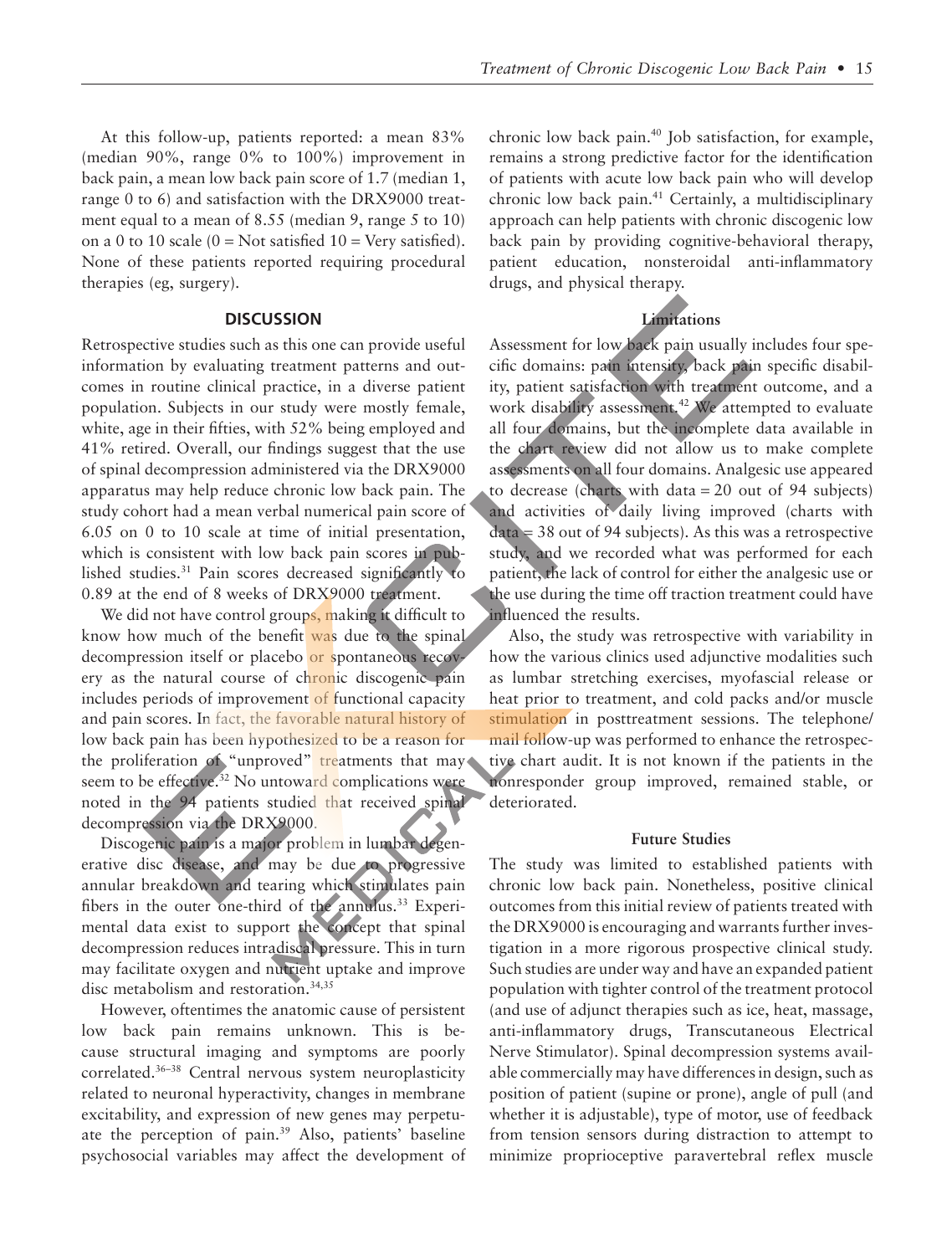At this follow-up, patients reported: a mean 83% (median 90%, range 0% to 100%) improvement in back pain, a mean low back pain score of 1.7 (median 1, range 0 to 6) and satisfaction with the DRX9000 treatment equal to a mean of 8.55 (median 9, range 5 to 10) on a 0 to 10 scale (0 = Not satisfied 10 = Very satisfied). None of these patients reported requiring procedural therapies (eg, surgery).

## DISCUSSION

Retrospective studies such as this one can provide useful information by evaluating treatment patterns and outcomes in routine clinical practice, in a diverse patient population. Subjects in our study were mostly female, white, age in their fifties, with 52% being employed and 41% retired. Overall, our findings suggest that the use of spinal decompression administered via the DRX9000 apparatus may help reduce chronic low back pain. The study cohort had a mean verbal numerical pain score of 6.05 on 0 to 10 scale at time of initial presentation, which is consistent with low back pain scores in published studies.[31] Pain scores decreased significantly to 0.89 at the end of 8 weeks of DRX9000 treatment.

We did not have control groups, making it difficult to know how much of the benefit was due to the spinal decompression itself or placebo or spontaneous recovery as the natural course of chronic discogenic pain includes periods of improvement of functional capacity and pain scores. In fact, the favorable natural history of low back pain has been hypothesized to be a reason for the proliferation of "unproved" treatments that may seem to be effective.[32] No untoward complications were noted in the 94 patients studied that received spinal decompression via the DRX9000.

Discogenic pain is a major problem in lumbar degenerative disc disease, and may be due to progressive annular breakdown and tearing which stimulates pain fibers in the outer one-third of the annulus.[33] Experimental data exist to support the concept that spinal decompression reduces intradiscal pressure. This in turn may facilitate oxygen and nutrient uptake and improve disc metabolism and restoration.[34,35]

However, oftentimes the anatomic cause of persistent low back pain remains unknown. This is because structural imaging and symptoms are poorly correlated.[36–38] Central nervous system neuroplasticity related to neuronal hyperactivity, changes in membrane excitability, and expression of new genes may perpetuate the perception of pain.[39] Also, patients' baseline psychosocial variables may affect the development of chronic low back pain.[40] Job satisfaction, for example, remains a strong predictive factor for the identification of patients with acute low back pain who will develop chronic low back pain.[41] Certainly, a multidisciplinary approach can help patients with chronic discogenic low back pain by providing cognitive-behavioral therapy, patient education, nonsteroidal anti-inflammatory drugs, and physical therapy.

### Limitations

Assessment for low back pain usually includes four specific domains: pain intensity, back pain specific disability, patient satisfaction with treatment outcome, and a work disability assessment.[42] We attempted to evaluate all four domains, but the incomplete data available in the chart review did not allow us to make complete assessments on all four domains. Analgesic use appeared to decrease (charts with data = 20 out of 94 subjects) and activities of daily living improved (charts with data = 38 out of 94 subjects). As this was a retrospective study, and we recorded what was performed for each patient, the lack of control for either the analgesic use or the use during the time off traction treatment could have influenced the results.

Also, the study was retrospective with variability in how the various clinics used adjunctive modalities such as lumbar stretching exercises, myofascial release or heat prior to treatment, and cold packs and/or muscle stimulation in posttreatment sessions. The telephone/mail follow-up was performed to enhance the retrospective chart audit. It is not known if the patients in the nonresponder group improved, remained stable, or deteriorated.

### Future Studies

The study was limited to established patients with chronic low back pain. Nonetheless, positive clinical outcomes from this initial review of patients treated with the DRX9000 is encouraging and warrants further investigation in a more rigorous prospective clinical study. Such studies are under way and have an expanded patient population with tighter control of the treatment protocol (and use of adjunct therapies such as ice, heat, massage, anti-inflammatory drugs, Transcutaneous Electrical Nerve Stimulator). Spinal decompression systems available commercially may have differences in design, such as position of patient (supine or prone), angle of pull (and whether it is adjustable), type of motor, use of feedback from tension sensors during distraction to attempt to minimize proprioceptive paravertebral reflex muscle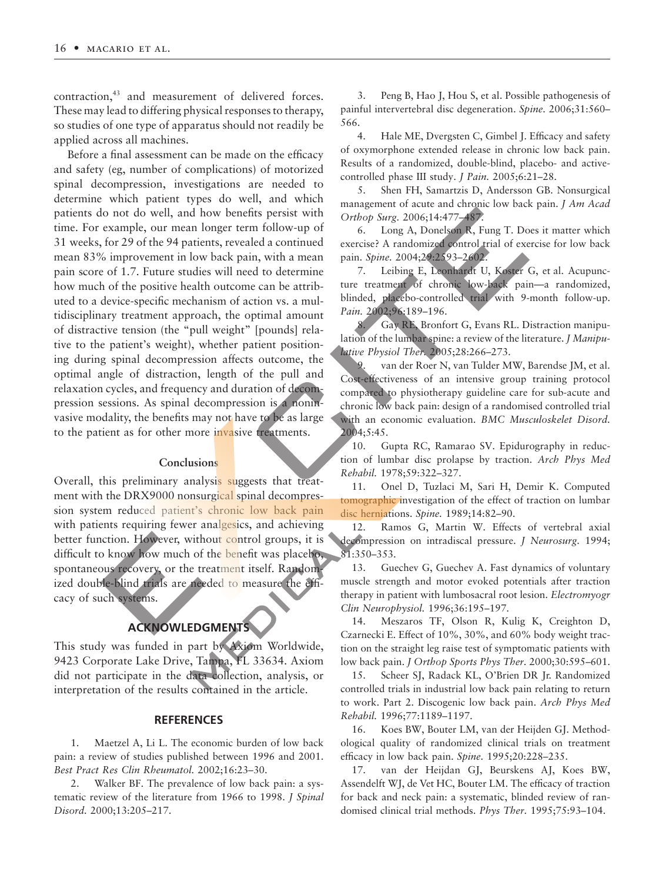contraction,[43] and measurement of delivered forces. These may lead to differing physical responses to therapy, so studies of one type of apparatus should not readily be applied across all machines.

Before a final assessment can be made on the efficacy and safety (eg, number of complications) of motorized spinal decompression, investigations are needed to determine which patient types do well, and which patients do not do well, and how benefits persist with time. For example, our mean longer term follow-up of 31 weeks, for 29 of the 94 patients, revealed a continued mean 83% improvement in low back pain, with a mean pain score of 1.7. Future studies will need to determine how much of the positive health outcome can be attributed to a device-specific mechanism of action vs. a multidisciplinary treatment approach, the optimal amount of distractive tension (the "pull weight" [pounds] relative to the patient's weight), whether patient positioning during spinal decompression affects outcome, the optimal angle of distraction, length of the pull and relaxation cycles, and frequency and duration of decompression sessions. As spinal decompression is a noninvasive modality, the benefits may not have to be as large to the patient as for other more invasive treatments.

### Conclusions

Overall, this preliminary analysis suggests that treatment with the DRX9000 nonsurgical spinal decompression system reduced patient's chronic low back pain with patients requiring fewer analgesics, and achieving better function. However, without control groups, it is difficult to know how much of the benefit was placebo, spontaneous recovery, or the treatment itself. Randomized double-blind trials are needed to measure the efficacy of such systems.

## ACKNOWLEDGMENTS

This study was funded in part by Axiom Worldwide, 9423 Corporate Lake Drive, Tampa, FL 33634. Axiom did not participate in the data collection, analysis, or interpretation of the results contained in the article.

## REFERENCES

1. Maetzel A, Li L. The economic burden of low back pain: a review of studies published between 1996 and 2001. *Best Pract Res Clin Rheumatol.* 2002;16:23–30.
2. Walker BF. The prevalence of low back pain: a systematic review of the literature from 1966 to 1998. *J Spinal Disord.* 2000;13:205–217.
3. Peng B, Hao J, Hou S, et al. Possible pathogenesis of painful intervertebral disc degeneration. *Spine.* 2006;31:560–566.
4. Hale ME, Dvergsten C, Gimbel J. Efficacy and safety of oxymorphone extended release in chronic low back pain. Results of a randomized, double-blind, placebo- and active-controlled phase III study. *J Pain.* 2005;6:21–28.
5. Shen FH, Samartzis D, Andersson GB. Nonsurgical management of acute and chronic low back pain. *J Am Acad Orthop Surg.* 2006;14:477–487.
6. Long A, Donelson R, Fung T. Does it matter which exercise? A randomized control trial of exercise for low back pain. *Spine.* 2004;29:2593–2602.
7. Leibing E, Leonhardt U, Koster G, et al. Acupuncture treatment of chronic low-back pain—a randomized, blinded, placebo-controlled trial with 9-month follow-up. *Pain.* 2002;96:189–196.
8. Gay RE, Bronfort G, Evans RL. Distraction manipulation of the lumbar spine: a review of the literature. *J Manipulative Physiol Ther.* 2005;28:266–273.
9. van der Roer N, van Tulder MW, Barendse JM, et al. Cost-effectiveness of an intensive group training protocol compared to physiotherapy guideline care for sub-acute and chronic low back pain: design of a randomised controlled trial with an economic evaluation. *BMC Musculoskelet Disord.* 2004;5:45.
10. Gupta RC, Ramarao SV. Epidurography in reduction of lumbar disc prolapse by traction. *Arch Phys Med Rehabil.* 1978;59:322–327.
11. Onel D, Tuzlaci M, Sari H, Demir K. Computed tomographic investigation of the effect of traction on lumbar disc herniations. *Spine.* 1989;14:82–90.
12. Ramos G, Martin W. Effects of vertebral axial decompression on intradiscal pressure. *J Neurosurg.* 1994; 81:350–353.
13. Guechev G, Guechev A. Fast dynamics of voluntary muscle strength and motor evoked potentials after traction therapy in patient with lumbosacral root lesion. *Electromyogr Clin Neurophysiol.* 1996;36:195–197.
14. Meszaros TF, Olson R, Kulig K, Creighton D, Czarnecki E. Effect of 10%, 30%, and 60% body weight traction on the straight leg raise test of symptomatic patients with low back pain. *J Orthop Sports Phys Ther.* 2000;30:595–601.
15. Scheer SJ, Radack KL, O'Brien DR Jr. Randomized controlled trials in industrial low back pain relating to return to work. Part 2. Discogenic low back pain. *Arch Phys Med Rehabil.* 1996;77:1189–1197.
16. Koes BW, Bouter LM, van der Heijden GJ. Methodological quality of randomized clinical trials on treatment efficacy in low back pain. *Spine.* 1995;20:228–235.
17. van der Heijdan GJ, Beurskens AJ, Koes BW, Assendelft WJ, de Vet HC, Bouter LM. The efficacy of traction for back and neck pain: a systematic, blinded review of randomised clinical trial methods. *Phys Ther.* 1995;75:93–104.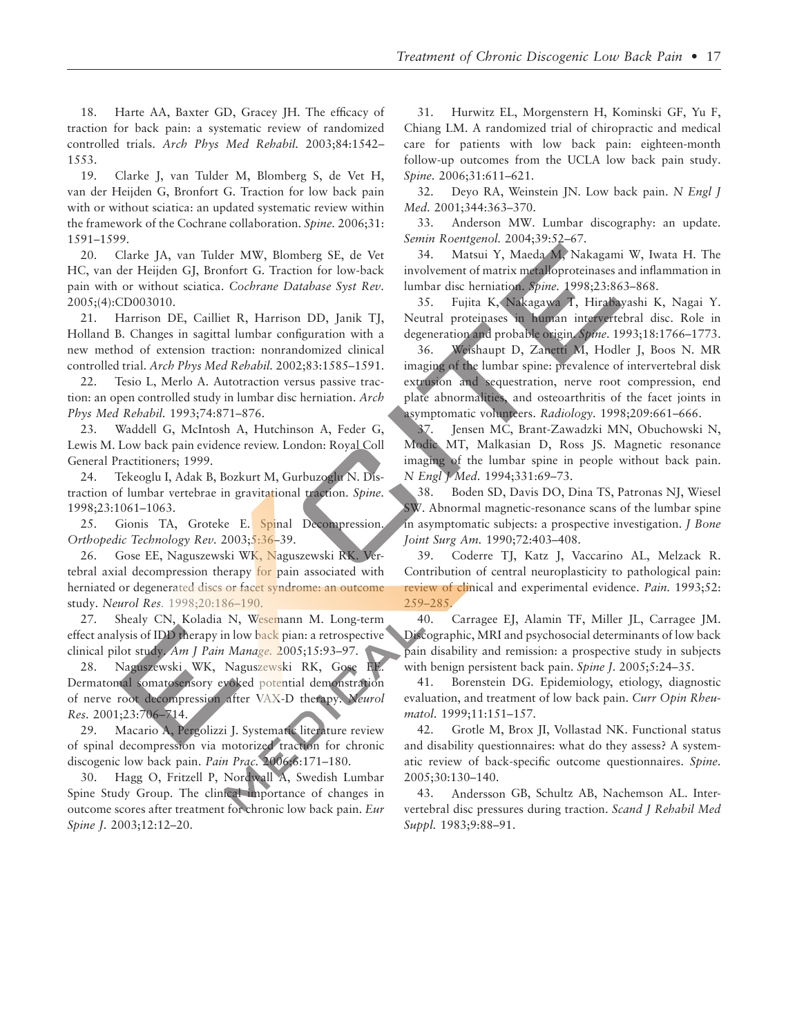18. Harte AA, Baxter GD, Gracey JH. The efficacy of traction for back pain: a systematic review of randomized controlled trials. *Arch Phys Med Rehabil.* 2003;84:1542–1553.

19. Clarke J, van Tulder M, Blomberg S, de Vet H, van der Heijden G, Bronfort G. Traction for low back pain with or without sciatica: an updated systematic review within the framework of the Cochrane collaboration. *Spine.* 2006;31:1591–1599.

20. Clarke JA, van Tulder MW, Blomberg SE, de Vet HC, van der Heijden GJ, Bronfort G. Traction for low-back pain with or without sciatica. *Cochrane Database Syst Rev.* 2005;(4):CD003010.

21. Harrison DE, Cailliet R, Harrison DD, Janik TJ, Holland B. Changes in sagittal lumbar configuration with a new method of extension traction: nonrandomized clinical controlled trial. *Arch Phys Med Rehabil.* 2002;83:1585–1591.

22. Tesio L, Merlo A. Autotraction versus passive traction: an open controlled study in lumbar disc herniation. *Arch Phys Med Rehabil.* 1993;74:871–876.

23. Waddell G, McIntosh A, Hutchinson A, Feder G, Lewis M. Low back pain evidence review. London: Royal Coll General Practitioners; 1999.

24. Tekeoglu I, Adak B, Bozkurt M, Gurbuzoglu N. Distraction of lumbar vertebrae in gravitational traction. *Spine.* 1998;23:1061–1063.

25. Gionis TA, Groteke E. Spinal Decompression. *Orthopedic Technology Rev.* 2003;5:36–39.

26. Gose EE, Naguszewski WK, Naguszewski RK. Vertebral axial decompression therapy for pain associated with herniated or degenerated discs or facet syndrome: an outcome study. *Neurol Res.* 1998;20:186–190.

27. Shealy CN, Koladia N, Wesemann M. Long-term effect analysis of IDD therapy in low back pian: a retrospective clinical pilot study. *Am J Pain Manage.* 2005;15:93–97.

28. Naguszewski WK, Naguszewski RK, Gose EE. Dermatomal somatosensory evoked potential demonstration of nerve root decompression after VAX-D therapy. *Neurol Res.* 2001;23:706–714.

29. Macario A, Pergolizzi J. Systematic literature review of spinal decompression via motorized traction for chronic discogenic low back pain. *Pain Prac.* 2006;6:171–180.

30. Hagg O, Fritzell P, Nordwall A, Swedish Lumbar Spine Study Group. The clinical importance of changes in outcome scores after treatment for chronic low back pain. *Eur Spine J.* 2003;12:12–20.

31. Hurwitz EL, Morgenstern H, Kominski GF, Yu F, Chiang LM. A randomized trial of chiropractic and medical care for patients with low back pain: eighteen-month follow-up outcomes from the UCLA low back pain study. *Spine.* 2006;31:611–621.

32. Deyo RA, Weinstein JN. Low back pain. *N Engl J Med.* 2001;344:363–370.

33. Anderson MW. Lumbar discography: an update. *Semin Roentgenol.* 2004;39:52–67.

34. Matsui Y, Maeda M, Nakagami W, Iwata H. The involvement of matrix metalloproteinases and inflammation in lumbar disc herniation. *Spine.* 1998;23:863–868.

35. Fujita K, Nakagawa T, Hirabayashi K, Nagai Y. Neutral proteinases in human intervertebral disc. Role in degeneration and probable origin. *Spine.* 1993;18:1766–1773.

36. Weishaupt D, Zanetti M, Hodler J, Boos N. MR imaging of the lumbar spine: prevalence of intervertebral disk extrusion and sequestration, nerve root compression, end plate abnormalities, and osteoarthritis of the facet joints in asymptomatic volunteers. *Radiology.* 1998;209:661–666.

37. Jensen MC, Brant-Zawadzki MN, Obuchowski N, Modic MT, Malkasian D, Ross JS. Magnetic resonance imaging of the lumbar spine in people without back pain. *N Engl J Med.* 1994;331:69–73.

38. Boden SD, Davis DO, Dina TS, Patronas NJ, Wiesel SW. Abnormal magnetic-resonance scans of the lumbar spine in asymptomatic subjects: a prospective investigation. *J Bone Joint Surg Am.* 1990;72:403–408.

39. Coderre TJ, Katz J, Vaccarino AL, Melzack R. Contribution of central neuroplasticity to pathological pain: review of clinical and experimental evidence. *Pain.* 1993;52:259–285.

40. Carragee EJ, Alamin TF, Miller JL, Carragee JM. Discographic, MRI and psychosocial determinants of low back pain disability and remission: a prospective study in subjects with benign persistent back pain. *Spine J.* 2005;5:24–35.

41. Borenstein DG. Epidemiology, etiology, diagnostic evaluation, and treatment of low back pain. *Curr Opin Rheumatol.* 1999;11:151–157.

42. Grotle M, Brox JI, Vollastad NK. Functional status and disability questionnaires: what do they assess? A systematic review of back-specific outcome questionnaires. *Spine.* 2005;30:130–140.

43. Andersson GB, Schultz AB, Nachemson AL. Intervertebral disc pressures during traction. *Scand J Rehabil Med Suppl.* 1983;9:88–91.